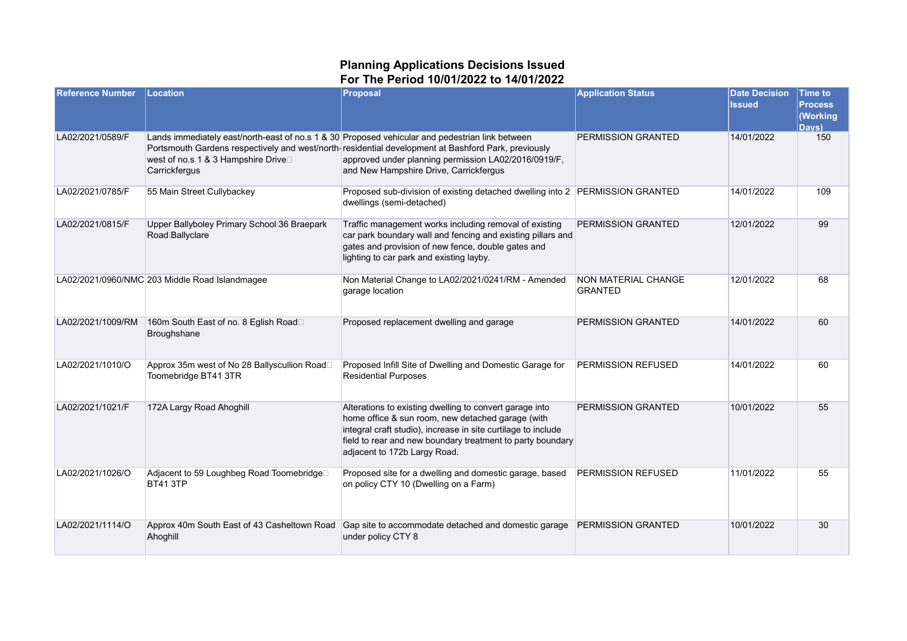# Planning Applications Decisions Issued
## For The Period 10/01/2022 to 14/01/2022

| Reference Number | Location | Proposal | Application Status | Date Decision Issued | Time to Process (Working Days) |
|---|---|---|---|---|---|
| LA02/2021/0589/F | Lands immediately east/north-east of no.s 1 & 30 Portsmouth Gardens respectively and west/north-west of no.s 1 & 3 Hampshire Drive Carrickfergus | Proposed vehicular and pedestrian link between residential development at Bashford Park, previously approved under planning permission LA02/2016/0919/F, and New Hampshire Drive, Carrickfergus | PERMISSION GRANTED | 14/01/2022 | 150 |
| LA02/2021/0785/F | 55 Main Street Cullybackey | Proposed sub-division of existing detached dwelling into 2 dwellings (semi-detached) | PERMISSION GRANTED | 14/01/2022 | 109 |
| LA02/2021/0815/F | Upper Ballyboley Primary School 36 Braepark Road Ballyclare | Traffic management works including removal of existing car park boundary wall and fencing and existing pillars and gates and provision of new fence, double gates and lighting to car park and existing layby. | PERMISSION GRANTED | 12/01/2022 | 99 |
| LA02/2021/0960/NMC | 203 Middle Road Islandmagee | Non Material Change to LA02/2021/0241/RM - Amended garage location | NON MATERIAL CHANGE GRANTED | 12/01/2022 | 68 |
| LA02/2021/1009/RM | 160m South East of no. 8 Eglish Road Broughshane | Proposed replacement dwelling and garage | PERMISSION GRANTED | 14/01/2022 | 60 |
| LA02/2021/1010/O | Approx 35m west of No 28 Ballyscullion Road Toomebridge BT41 3TR | Proposed Infill Site of Dwelling and Domestic Garage for Residential Purposes | PERMISSION REFUSED | 14/01/2022 | 60 |
| LA02/2021/1021/F | 172A Largy Road Ahoghill | Alterations to existing dwelling to convert garage into home office & sun room, new detached garage (with integral craft studio), increase in site curtilage to include field to rear and new boundary treatment to party boundary adjacent to 172b Largy Road. | PERMISSION GRANTED | 10/01/2022 | 55 |
| LA02/2021/1026/O | Adjacent to 59 Loughbeg Road Toomebridge BT41 3TP | Proposed site for a dwelling and domestic garage, based on policy CTY 10 (Dwelling on a Farm) | PERMISSION REFUSED | 11/01/2022 | 55 |
| LA02/2021/1114/O | Approx 40m South East of 43 Casheltown Road Ahoghill | Gap site to accommodate detached and domestic garage under policy CTY 8 | PERMISSION GRANTED | 10/01/2022 | 30 |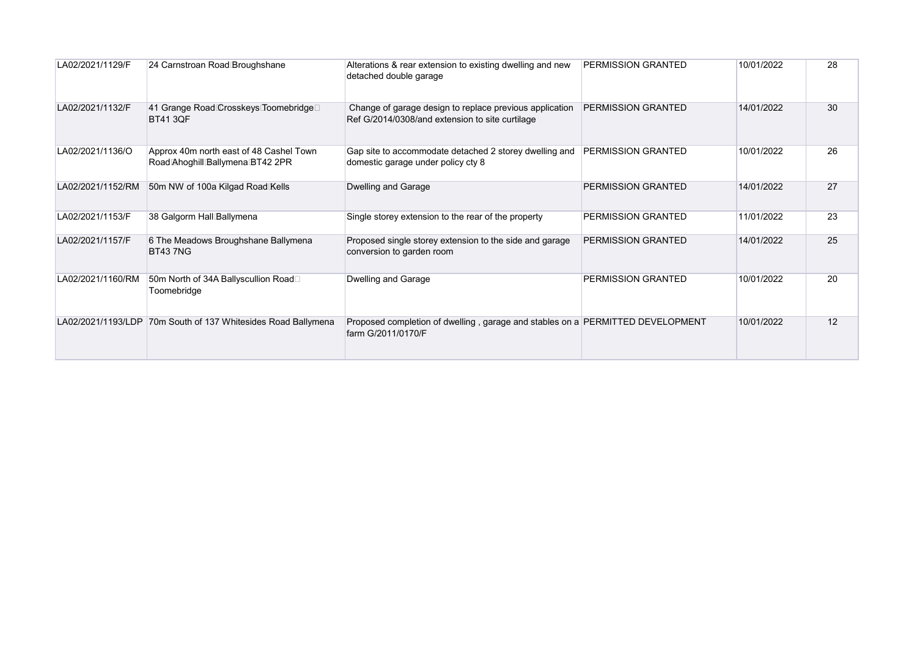| | | | | | |
|---|---|---|---|---|---|
| LA02/2021/1129/F | 24 Carnstroan Road Broughshane | Alterations & rear extension to existing dwelling and new detached double garage | PERMISSION GRANTED | 10/01/2022 | 28 |
| LA02/2021/1132/F | 41 Grange Road Crosskeys Toomebridge BT41 3QF | Change of garage design to replace previous application Ref G/2014/0308/and extension to site curtilage | PERMISSION GRANTED | 14/01/2022 | 30 |
| LA02/2021/1136/O | Approx 40m north east of 48 Cashel Town Road Ahoghill Ballymena BT42 2PR | Gap site to accommodate detached 2 storey dwelling and domestic garage under policy cty 8 | PERMISSION GRANTED | 10/01/2022 | 26 |
| LA02/2021/1152/RM | 50m NW of 100a Kilgad Road Kells | Dwelling and Garage | PERMISSION GRANTED | 14/01/2022 | 27 |
| LA02/2021/1153/F | 38 Galgorm Hall Ballymena | Single storey extension to the rear of the property | PERMISSION GRANTED | 11/01/2022 | 23 |
| LA02/2021/1157/F | 6 The Meadows Broughshane Ballymena BT43 7NG | Proposed single storey extension to the side and garage conversion to garden room | PERMISSION GRANTED | 14/01/2022 | 25 |
| LA02/2021/1160/RM | 50m North of 34A Ballyscullion Road Toomebridge | Dwelling and Garage | PERMISSION GRANTED | 10/01/2022 | 20 |
| LA02/2021/1193/LDP | 70m South of 137 Whitesides Road Ballymena | Proposed completion of dwelling , garage and stables on a farm G/2011/0170/F | PERMITTED DEVELOPMENT | 10/01/2022 | 12 |